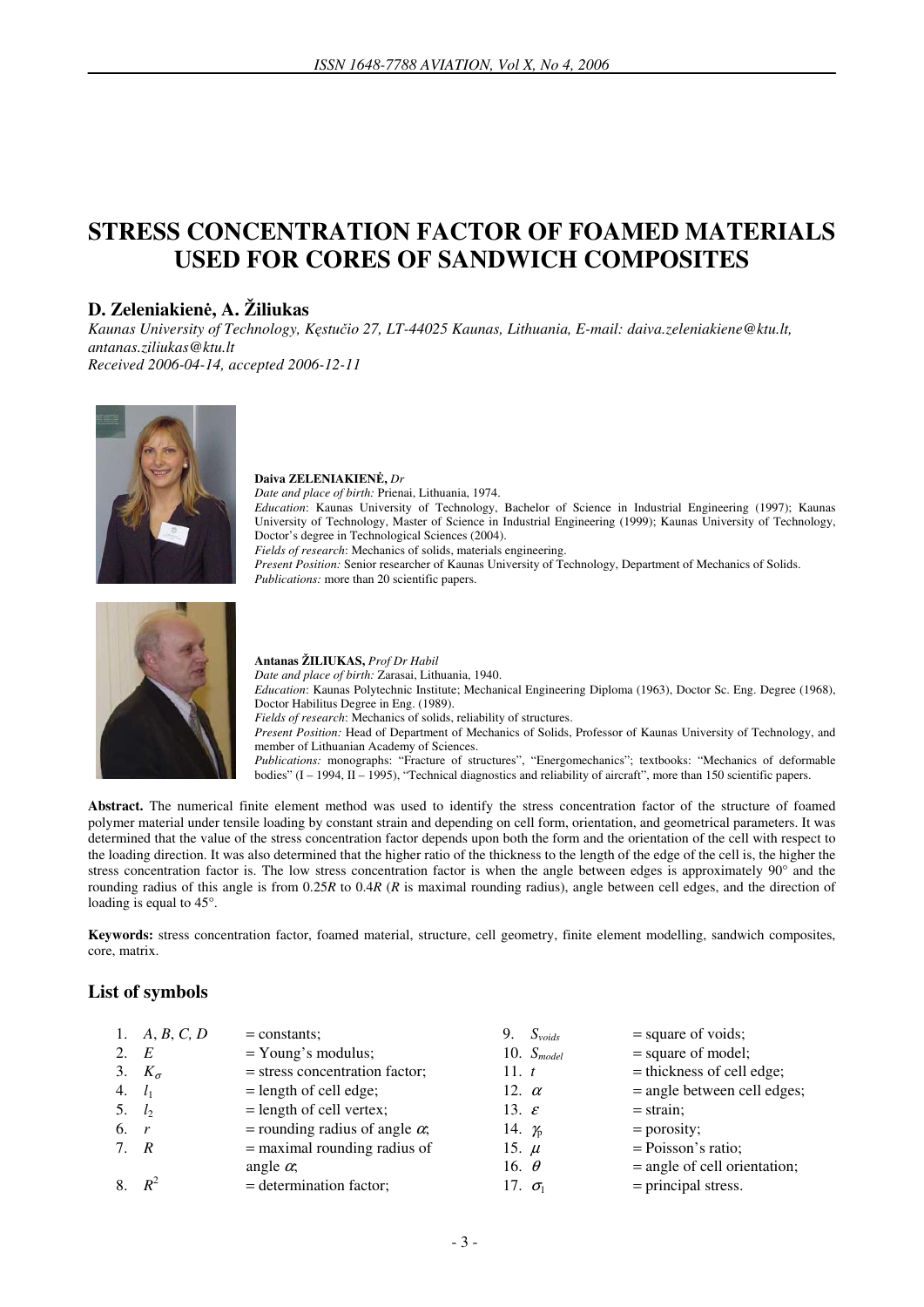# STRESS CONCENTRATION FACTOR OF FOAMED MATERIALS USED FOR CORES OF SANDWICH COMPOSITES

## D. Zeleniakienė, A. Žiliukas

*Kaunas University of Technology, Kęstučio 27, LT-44025 Kaunas, Lithuania, E-mail: daiva.zeleniakiene@ktu.lt, antanas.ziliukas@ktu.lt*
*Received 2006-04-14, accepted 2006-12-11*

**Daiva ZELENIAKIENĖ,** *Dr*
*Date and place of birth:* Prienai, Lithuania, 1974.
*Education*: Kaunas University of Technology, Bachelor of Science in Industrial Engineering (1997); Kaunas University of Technology, Master of Science in Industrial Engineering (1999); Kaunas University of Technology, Doctor's degree in Technological Sciences (2004).
*Fields of research*: Mechanics of solids, materials engineering.
*Present Position:* Senior researcher of Kaunas University of Technology, Department of Mechanics of Solids.
*Publications:* more than 20 scientific papers.

**Antanas ŽILIUKAS,** *Prof Dr Habil*
*Date and place of birth:* Zarasai, Lithuania, 1940.
*Education*: Kaunas Polytechnic Institute; Mechanical Engineering Diploma (1963), Doctor Sc. Eng. Degree (1968), Doctor Habilitus Degree in Eng. (1989).
*Fields of research*: Mechanics of solids, reliability of structures.
*Present Position:* Head of Department of Mechanics of Solids, Professor of Kaunas University of Technology, and member of Lithuanian Academy of Sciences.
*Publications:* monographs: "Fracture of structures", "Energomechanics"; textbooks: "Mechanics of deformable bodies" (I – 1994, II – 1995), "Technical diagnostics and reliability of aircraft", more than 150 scientific papers.

**Abstract.** The numerical finite element method was used to identify the stress concentration factor of the structure of foamed polymer material under tensile loading by constant strain and depending on cell form, orientation, and geometrical parameters. It was determined that the value of the stress concentration factor depends upon both the form and the orientation of the cell with respect to the loading direction. It was also determined that the higher ratio of the thickness to the length of the edge of the cell is, the higher the stress concentration factor is. The low stress concentration factor is when the angle between edges is approximately 90° and the rounding radius of this angle is from 0.25$R$ to 0.4$R$ ($R$ is maximal rounding radius), angle between cell edges, and the direction of loading is equal to 45°.

**Keywords:** stress concentration factor, foamed material, structure, cell geometry, finite element modelling, sandwich composites, core, matrix.

## List of symbols

1. $A, B, C, D$ = constants;
2. $E$ = Young's modulus;
3. $K_\sigma$ = stress concentration factor;
4. $l_1$ = length of cell edge;
5. $l_2$ = length of cell vertex;
6. $r$ = rounding radius of angle $\alpha$;
7. $R$ = maximal rounding radius of angle $\alpha$;
8. $R^2$ = determination factor;
9. $S_{voids}$ = square of voids;
10. $S_{model}$ = square of model;
11. $t$ = thickness of cell edge;
12. $\alpha$ = angle between cell edges;
13. $\varepsilon$ = strain;
14. $\gamma_p$ = porosity;
15. $\mu$ = Poisson's ratio;
16. $\theta$ = angle of cell orientation;
17. $\sigma_1$ = principal stress.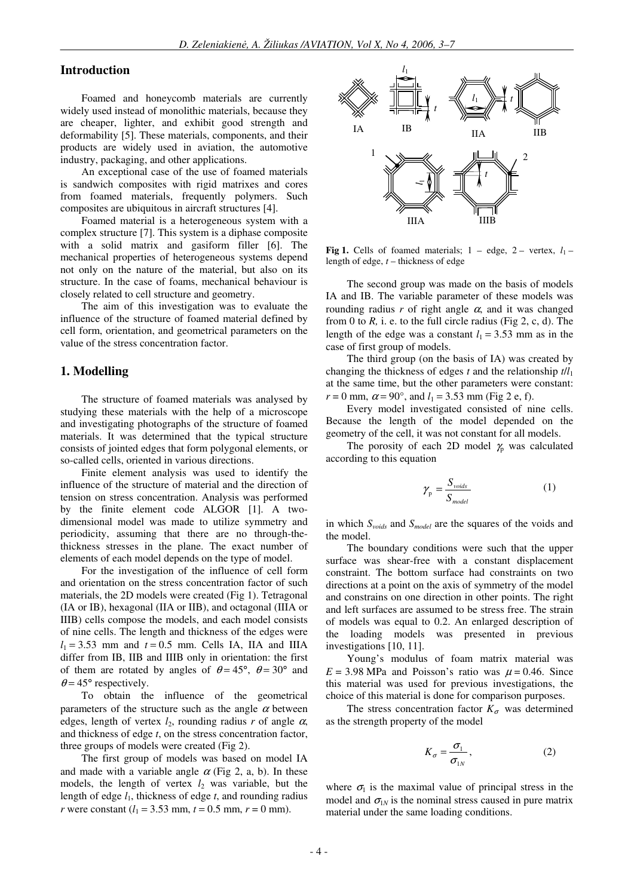## Introduction

Foamed and honeycomb materials are currently widely used instead of monolithic materials, because they are cheaper, lighter, and exhibit good strength and deformability [5]. These materials, components, and their products are widely used in aviation, the automotive industry, packaging, and other applications.

An exceptional case of the use of foamed materials is sandwich composites with rigid matrixes and cores from foamed materials, frequently polymers. Such composites are ubiquitous in aircraft structures [4].

Foamed material is a heterogeneous system with a complex structure [7]. This system is a diphase composite with a solid matrix and gasiform filler [6]. The mechanical properties of heterogeneous systems depend not only on the nature of the material, but also on its structure. In the case of foams, mechanical behaviour is closely related to cell structure and geometry.

The aim of this investigation was to evaluate the influence of the structure of foamed material defined by cell form, orientation, and geometrical parameters on the value of the stress concentration factor.

## 1. Modelling

The structure of foamed materials was analysed by studying these materials with the help of a microscope and investigating photographs of the structure of foamed materials. It was determined that the typical structure consists of jointed edges that form polygonal elements, or so-called cells, oriented in various directions.

Finite element analysis was used to identify the influence of the structure of material and the direction of tension on stress concentration. Analysis was performed by the finite element code ALGOR [1]. A two-dimensional model was made to utilize symmetry and periodicity, assuming that there are no through-the-thickness stresses in the plane. The exact number of elements of each model depends on the type of model.

For the investigation of the influence of cell form and orientation on the stress concentration factor of such materials, the 2D models were created (Fig 1). Tetragonal (IA or IB), hexagonal (IIA or IIB), and octagonal (IIIA or IIIB) cells compose the models, and each model consists of nine cells. The length and thickness of the edges were $l_1 = 3.53$ mm and $t = 0.5$ mm. Cells IA, IIA and IIIA differ from IB, IIB and IIIB only in orientation: the first of them are rotated by angles of $\theta = 45°$, $\theta = 30°$ and $\theta = 45°$ respectively.

To obtain the influence of the geometrical parameters of the structure such as the angle $\alpha$ between edges, length of vertex $l_2$, rounding radius $r$ of angle $\alpha$, and thickness of edge $t$, on the stress concentration factor, three groups of models were created (Fig 2).

The first group of models was based on model IA and made with a variable angle $\alpha$ (Fig 2, a, b). In these models, the length of vertex $l_2$ was variable, but the length of edge $l_1$, thickness of edge $t$, and rounding radius $r$ were constant ($l_1 = 3.53$ mm, $t = 0.5$ mm, $r = 0$ mm).

**Fig 1.** Cells of foamed materials; 1 – edge, 2 – vertex, $l_1$ – length of edge, $t$ – thickness of edge

The second group was made on the basis of models IA and IB. The variable parameter of these models was rounding radius $r$ of right angle $\alpha$, and it was changed from 0 to $R$, i. e. to the full circle radius (Fig 2, c, d). The length of the edge was a constant $l_1 = 3.53$ mm as in the case of first group of models.

The third group (on the basis of IA) was created by changing the thickness of edges $t$ and the relationship $t/l_1$ at the same time, but the other parameters were constant: $r = 0$ mm, $\alpha = 90°$, and $l_1 = 3.53$ mm (Fig 2 e, f).

Every model investigated consisted of nine cells. Because the length of the model depended on the geometry of the cell, it was not constant for all models.

The porosity of each 2D model $\gamma_p$ was calculated according to this equation

$$\gamma_p = \frac{S_{voids}}{S_{model}} \qquad (1)$$

in which $S_{voids}$ and $S_{model}$ are the squares of the voids and the model.

The boundary conditions were such that the upper surface was shear-free with a constant displacement constraint. The bottom surface had constraints on two directions at a point on the axis of symmetry of the model and constrains on one direction in other points. The right and left surfaces are assumed to be stress free. The strain of models was equal to 0.2. An enlarged description of the loading models was presented in previous investigations [10, 11].

Young's modulus of foam matrix material was $E = 3.98$ MPa and Poisson's ratio was $\mu = 0.46$. Since this material was used for previous investigations, the choice of this material is done for comparison purposes.

The stress concentration factor $K_\sigma$ was determined as the strength property of the model

$$K_\sigma = \frac{\sigma_1}{\sigma_{1N}}, \qquad (2)$$

where $\sigma_1$ is the maximal value of principal stress in the model and $\sigma_{1N}$ is the nominal stress caused in pure matrix material under the same loading conditions.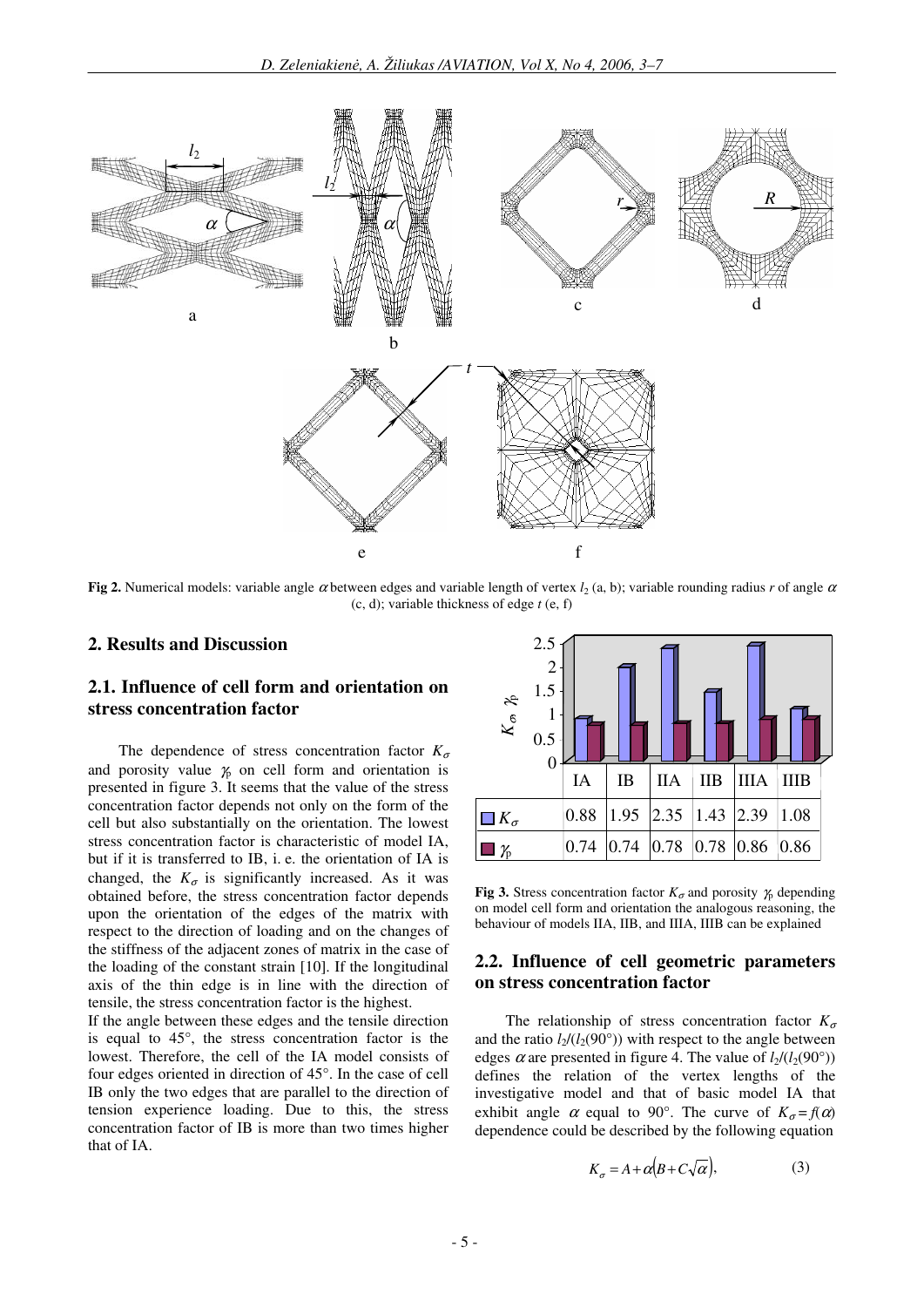**Fig 2.** Numerical models: variable angle $\alpha$ between edges and variable length of vertex $l_2$ (a, b); variable rounding radius $r$ of angle $\alpha$ (c, d); variable thickness of edge $t$ (e, f)

## 2. Results and Discussion

### 2.1. Influence of cell form and orientation on stress concentration factor

The dependence of stress concentration factor $K_\sigma$ and porosity value $\gamma_p$ on cell form and orientation is presented in figure 3. It seems that the value of the stress concentration factor depends not only on the form of the cell but also substantially on the orientation. The lowest stress concentration factor is characteristic of model IA, but if it is transferred to IB, i. e. the orientation of IA is changed, the $K_\sigma$ is significantly increased. As it was obtained before, the stress concentration factor depends upon the orientation of the edges of the matrix with respect to the direction of loading and on the changes of the stiffness of the adjacent zones of matrix in the case of the loading of the constant strain [10]. If the longitudinal axis of the thin edge is in line with the direction of tensile, the stress concentration factor is the highest.

If the angle between these edges and the tensile direction is equal to 45°, the stress concentration factor is the lowest. Therefore, the cell of the IA model consists of four edges oriented in direction of 45°. In the case of cell IB only the two edges that are parallel to the direction of tension experience loading. Due to this, the stress concentration factor of IB is more than two times higher that of IA.

| | IA | IB | IIA | IIB | IIIA | IIIB |
|---|---|---|---|---|---|---|
| $K_\sigma$ | 0.88 | 1.95 | 2.35 | 1.43 | 2.39 | 1.08 |
| $\gamma_p$ | 0.74 | 0.74 | 0.78 | 0.78 | 0.86 | 0.86 |

**Fig 3.** Stress concentration factor $K_\sigma$ and porosity $\gamma_p$ depending on model cell form and orientation the analogous reasoning, the behaviour of models IIA, IIB, and IIIA, IIIB can be explained

### 2.2. Influence of cell geometric parameters on stress concentration factor

The relationship of stress concentration factor $K_\sigma$ and the ratio $l_2/(l_2(90°))$ with respect to the angle between edges $\alpha$ are presented in figure 4. The value of $l_2/(l_2(90°))$ defines the relation of the vertex lengths of the investigative model and that of basic model IA that exhibit angle $\alpha$ equal to 90°. The curve of $K_\sigma = f(\alpha)$ dependence could be described by the following equation

$$K_\sigma = A + \alpha\left(B + C\sqrt{\alpha}\right), \qquad (3)$$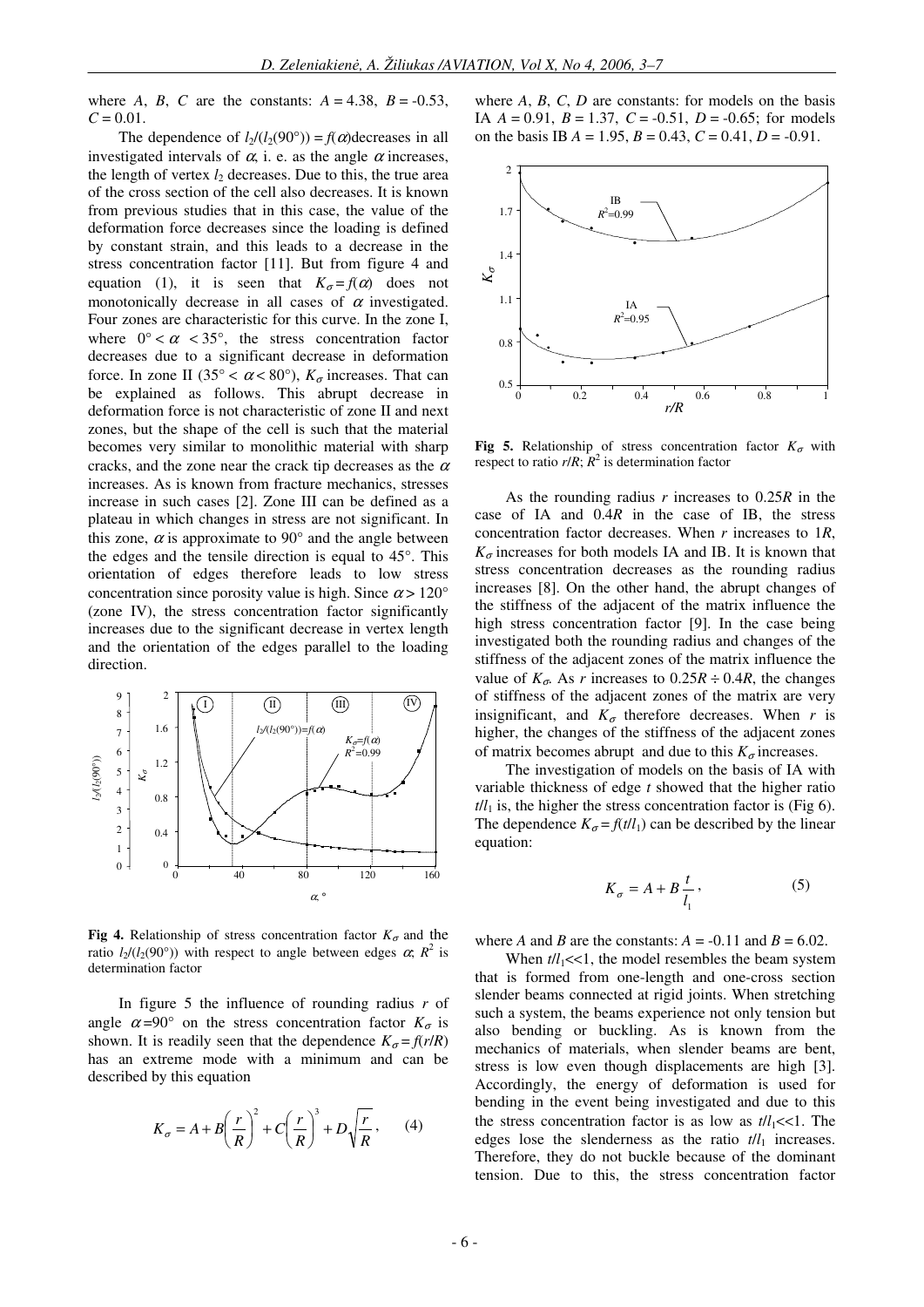where $A$, $B$, $C$ are the constants: $A = 4.38$, $B = -0.53$, $C = 0.01$.

The dependence of $l_2/(l_2(90°)) = f(\alpha)$decreases in all investigated intervals of $\alpha$, i. e. as the angle $\alpha$ increases, the length of vertex $l_2$ decreases. Due to this, the true area of the cross section of the cell also decreases. It is known from previous studies that in this case, the value of the deformation force decreases since the loading is defined by constant strain, and this leads to a decrease in the stress concentration factor [11]. But from figure 4 and equation (1), it is seen that $K_\sigma = f(\alpha)$ does not monotonically decrease in all cases of $\alpha$ investigated. Four zones are characteristic for this curve. In the zone I, where $0° < \alpha < 35°$, the stress concentration factor decreases due to a significant decrease in deformation force. In zone II ($35° < \alpha < 80°$), $K_\sigma$ increases. That can be explained as follows. This abrupt decrease in deformation force is not characteristic of zone II and next zones, but the shape of the cell is such that the material becomes very similar to monolithic material with sharp cracks, and the zone near the crack tip decreases as the $\alpha$ increases. As is known from fracture mechanics, stresses increase in such cases [2]. Zone III can be defined as a plateau in which changes in stress are not significant. In this zone, $\alpha$ is approximate to 90° and the angle between the edges and the tensile direction is equal to 45°. This orientation of edges therefore leads to low stress concentration since porosity value is high. Since $\alpha > 120°$ (zone IV), the stress concentration factor significantly increases due to the significant decrease in vertex length and the orientation of the edges parallel to the loading direction.

**Fig 4.** Relationship of stress concentration factor $K_\sigma$ and the ratio $l_2/(l_2(90°))$ with respect to angle between edges $\alpha$; $R^2$ is determination factor

In figure 5 the influence of rounding radius $r$ of angle $\alpha = 90°$ on the stress concentration factor $K_\sigma$ is shown. It is readily seen that the dependence $K_\sigma = f(r/R)$ has an extreme mode with a minimum and can be described by this equation

$$K_\sigma = A + B\left(\frac{r}{R}\right)^2 + C\left(\frac{r}{R}\right)^3 + D\sqrt{\frac{r}{R}}, \qquad (4)$$

where $A$, $B$, $C$, $D$ are constants: for models on the basis IA $A = 0.91$, $B = 1.37$, $C = -0.51$, $D = -0.65$; for models on the basis IB $A = 1.95$, $B = 0.43$, $C = 0.41$, $D = -0.91$.

**Fig 5.** Relationship of stress concentration factor $K_\sigma$ with respect to ratio $r/R$; $R^2$ is determination factor

As the rounding radius $r$ increases to $0.25R$ in the case of IA and $0.4R$ in the case of IB, the stress concentration factor decreases. When $r$ increases to $1R$, $K_\sigma$ increases for both models IA and IB. It is known that stress concentration decreases as the rounding radius increases [8]. On the other hand, the abrupt changes of the stiffness of the adjacent of the matrix influence the high stress concentration factor [9]. In the case being investigated both the rounding radius and changes of the stiffness of the adjacent zones of the matrix influence the value of $K_\sigma$. As $r$ increases to $0.25R \div 0.4R$, the changes of stiffness of the adjacent zones of the matrix are very insignificant, and $K_\sigma$ therefore decreases. When $r$ is higher, the changes of the stiffness of the adjacent zones of matrix becomes abrupt and due to this $K_\sigma$ increases.

The investigation of models on the basis of IA with variable thickness of edge $t$ showed that the higher ratio $t/l_1$ is, the higher the stress concentration factor is (Fig 6). The dependence $K_\sigma = f(t/l_1)$ can be described by the linear equation:

$$K_\sigma = A + B\frac{t}{l_1}, \qquad (5)$$

where $A$ and $B$ are the constants: $A = -0.11$ and $B = 6.02$.

When $t/l_1 << 1$, the model resembles the beam system that is formed from one-length and one-cross section slender beams connected at rigid joints. When stretching such a system, the beams experience not only tension but also bending or buckling. As is known from the mechanics of materials, when slender beams are bent, stress is low even though displacements are high [3]. Accordingly, the energy of deformation is used for bending in the event being investigated and due to this the stress concentration factor is as low as $t/l_1 << 1$. The edges lose the slenderness as the ratio $t/l_1$ increases. Therefore, they do not buckle because of the dominant tension. Due to this, the stress concentration factor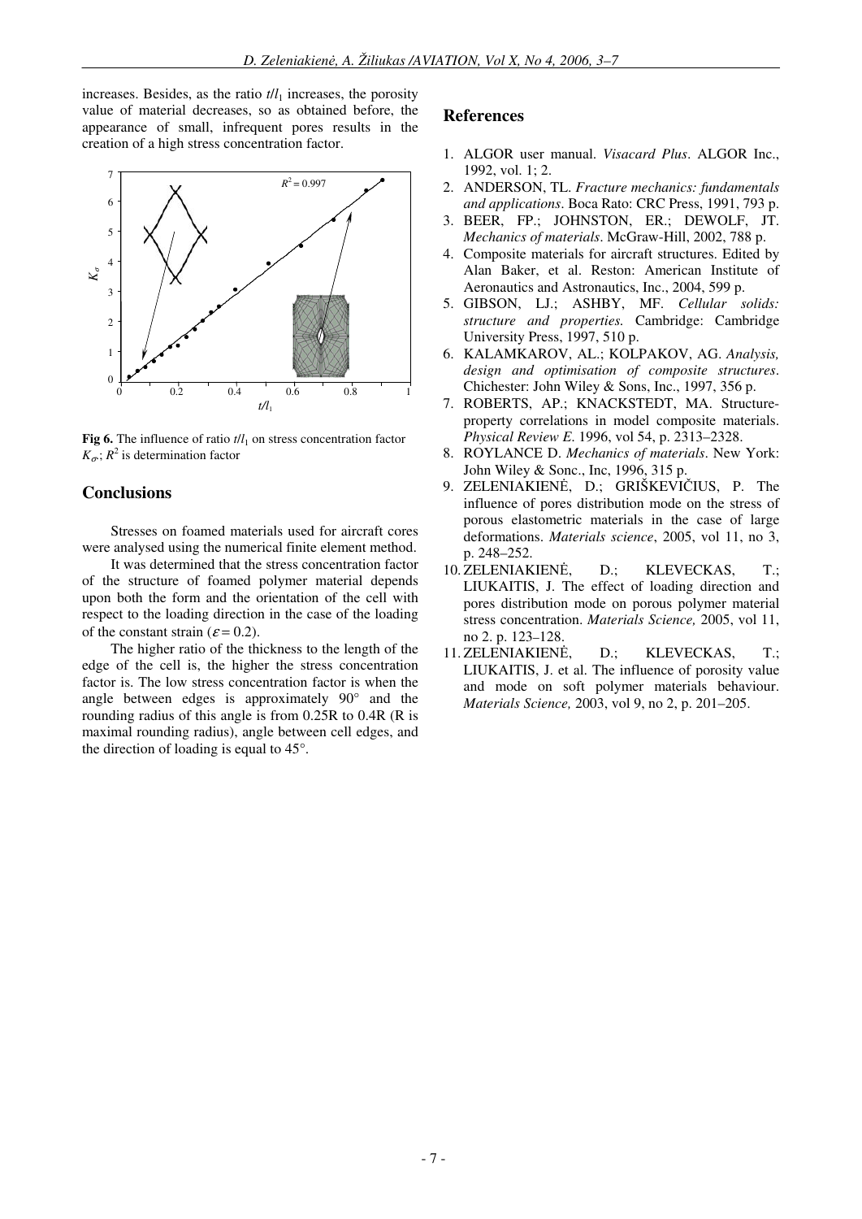increases. Besides, as the ratio $t/l_1$ increases, the porosity value of material decreases, so as obtained before, the appearance of small, infrequent pores results in the creation of a high stress concentration factor.

7
6
5
4
3
2
1
0

$K_\sigma$

$R^2 = 0.997$

0 0.2 0.4 0.6 0.8 1

$t/l_1$

**Fig 6.** The influence of ratio $t/l_1$ on stress concentration factor $K_\sigma$; $R^2$ is determination factor

## Conclusions

Stresses on foamed materials used for aircraft cores were analysed using the numerical finite element method.

It was determined that the stress concentration factor of the structure of foamed polymer material depends upon both the form and the orientation of the cell with respect to the loading direction in the case of the loading of the constant strain ($\varepsilon = 0.2$).

The higher ratio of the thickness to the length of the edge of the cell is, the higher the stress concentration factor is. The low stress concentration factor is when the angle between edges is approximately 90° and the rounding radius of this angle is from 0.25R to 0.4R (R is maximal rounding radius), angle between cell edges, and the direction of loading is equal to 45°.

## References

1. ALGOR user manual. *Visacard Plus*. ALGOR Inc., 1992, vol. 1; 2.
2. ANDERSON, TL. *Fracture mechanics: fundamentals and applications*. Boca Rato: CRC Press, 1991, 793 p.
3. BEER, FP.; JOHNSTON, ER.; DEWOLF, JT. *Mechanics of materials*. McGraw-Hill, 2002, 788 p.
4. Composite materials for aircraft structures. Edited by Alan Baker, et al. Reston: American Institute of Aeronautics and Astronautics, Inc., 2004, 599 p.
5. GIBSON, LJ.; ASHBY, MF. *Cellular solids: structure and properties.* Cambridge: Cambridge University Press, 1997, 510 p.
6. KALAMKAROV, AL.; KOLPAKOV, AG. *Analysis, design and optimisation of composite structures*. Chichester: John Wiley & Sons, Inc., 1997, 356 p.
7. ROBERTS, AP.; KNACKSTEDT, MA. Structure-property correlations in model composite materials. *Physical Review E*. 1996, vol 54, p. 2313–2328.
8. ROYLANCE D. *Mechanics of materials*. New York: John Wiley & Sonc., Inc, 1996, 315 p.
9. ZELENIAKIENĖ, D.; GRIŠKEVIČIUS, P. The influence of pores distribution mode on the stress of porous elastometric materials in the case of large deformations. *Materials science*, 2005, vol 11, no 3, p. 248–252.
10. ZELENIAKIENĖ, D.; KLEVECKAS, T.; LIUKAITIS, J. The effect of loading direction and pores distribution mode on porous polymer material stress concentration. *Materials Science,* 2005, vol 11, no 2. p. 123–128.
11. ZELENIAKIENĖ, D.; KLEVECKAS, T.; LIUKAITIS, J. et al. The influence of porosity value and mode on soft polymer materials behaviour. *Materials Science,* 2003, vol 9, no 2, p. 201–205.